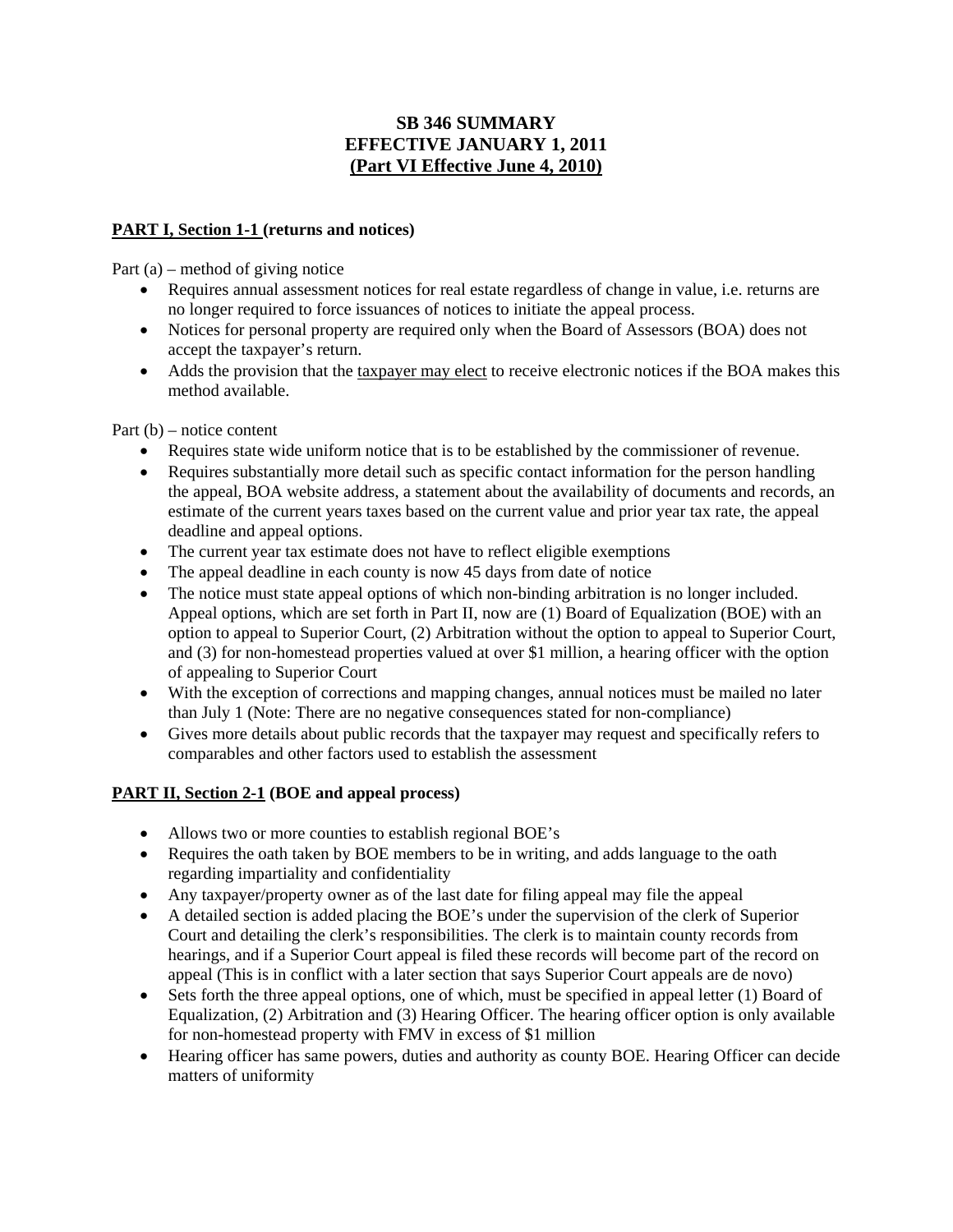# SB 346 SUMMARY
# EFFECTIVE JANUARY 1, 2011
# (Part VI Effective June 4, 2010)

**PART I, Section 1-1 (returns and notices)**

Part (a) – method of giving notice

- Requires annual assessment notices for real estate regardless of change in value, i.e. returns are no longer required to force issuances of notices to initiate the appeal process.
- Notices for personal property are required only when the Board of Assessors (BOA) does not accept the taxpayer's return.
- Adds the provision that the taxpayer may elect to receive electronic notices if the BOA makes this method available.

Part (b) – notice content

- Requires state wide uniform notice that is to be established by the commissioner of revenue.
- Requires substantially more detail such as specific contact information for the person handling the appeal, BOA website address, a statement about the availability of documents and records, an estimate of the current years taxes based on the current value and prior year tax rate, the appeal deadline and appeal options.
- The current year tax estimate does not have to reflect eligible exemptions
- The appeal deadline in each county is now 45 days from date of notice
- The notice must state appeal options of which non-binding arbitration is no longer included. Appeal options, which are set forth in Part II, now are (1) Board of Equalization (BOE) with an option to appeal to Superior Court, (2) Arbitration without the option to appeal to Superior Court, and (3) for non-homestead properties valued at over $1 million, a hearing officer with the option of appealing to Superior Court
- With the exception of corrections and mapping changes, annual notices must be mailed no later than July 1 (Note: There are no negative consequences stated for non-compliance)
- Gives more details about public records that the taxpayer may request and specifically refers to comparables and other factors used to establish the assessment

**PART II, Section 2-1 (BOE and appeal process)**

- Allows two or more counties to establish regional BOE's
- Requires the oath taken by BOE members to be in writing, and adds language to the oath regarding impartiality and confidentiality
- Any taxpayer/property owner as of the last date for filing appeal may file the appeal
- A detailed section is added placing the BOE's under the supervision of the clerk of Superior Court and detailing the clerk's responsibilities. The clerk is to maintain county records from hearings, and if a Superior Court appeal is filed these records will become part of the record on appeal (This is in conflict with a later section that says Superior Court appeals are de novo)
- Sets forth the three appeal options, one of which, must be specified in appeal letter (1) Board of Equalization, (2) Arbitration and (3) Hearing Officer. The hearing officer option is only available for non-homestead property with FMV in excess of $1 million
- Hearing officer has same powers, duties and authority as county BOE. Hearing Officer can decide matters of uniformity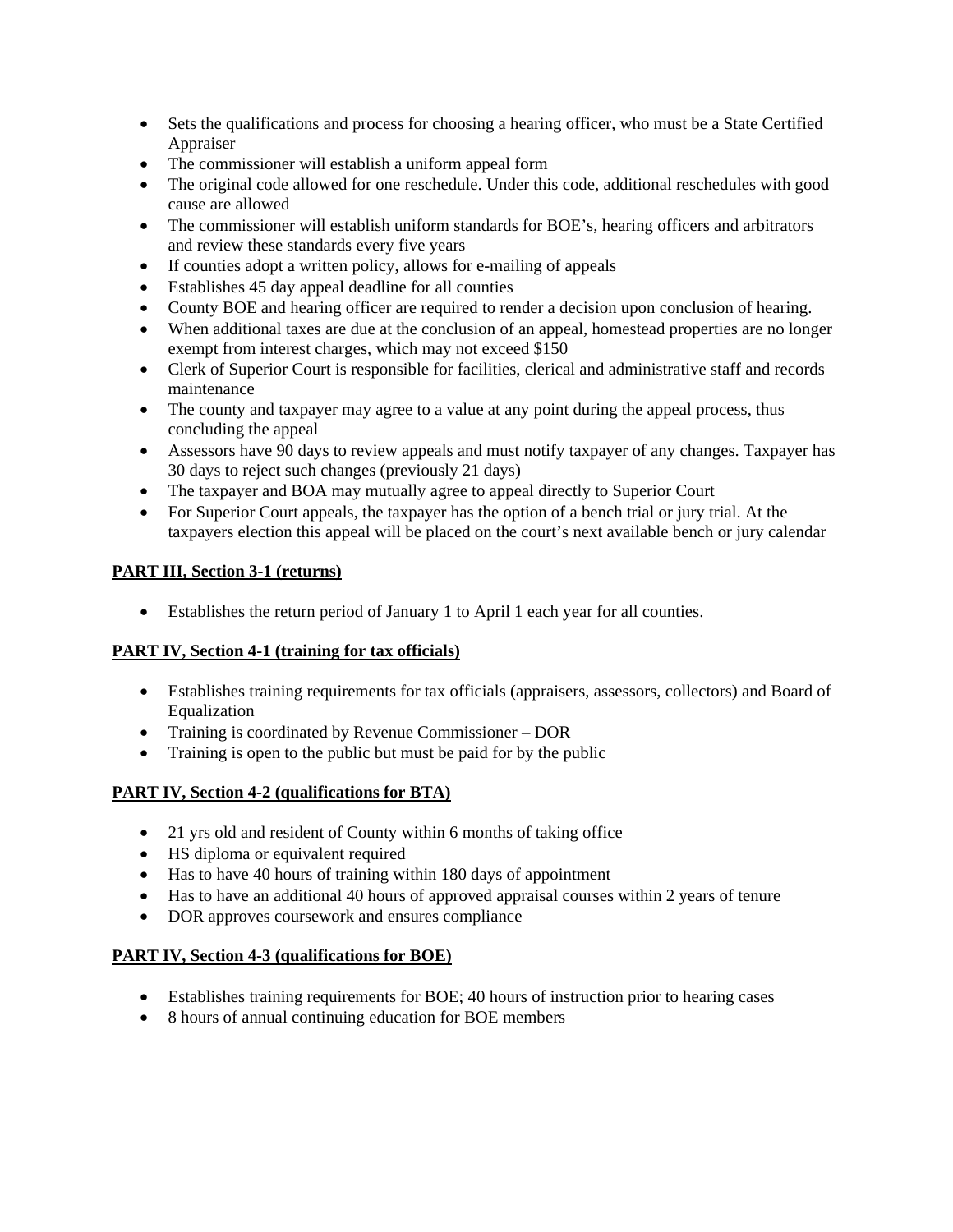- Sets the qualifications and process for choosing a hearing officer, who must be a State Certified Appraiser
- The commissioner will establish a uniform appeal form
- The original code allowed for one reschedule. Under this code, additional reschedules with good cause are allowed
- The commissioner will establish uniform standards for BOE's, hearing officers and arbitrators and review these standards every five years
- If counties adopt a written policy, allows for e-mailing of appeals
- Establishes 45 day appeal deadline for all counties
- County BOE and hearing officer are required to render a decision upon conclusion of hearing.
- When additional taxes are due at the conclusion of an appeal, homestead properties are no longer exempt from interest charges, which may not exceed $150
- Clerk of Superior Court is responsible for facilities, clerical and administrative staff and records maintenance
- The county and taxpayer may agree to a value at any point during the appeal process, thus concluding the appeal
- Assessors have 90 days to review appeals and must notify taxpayer of any changes. Taxpayer has 30 days to reject such changes (previously 21 days)
- The taxpayer and BOA may mutually agree to appeal directly to Superior Court
- For Superior Court appeals, the taxpayer has the option of a bench trial or jury trial. At the taxpayers election this appeal will be placed on the court's next available bench or jury calendar

**PART III, Section 3-1 (returns)**

- Establishes the return period of January 1 to April 1 each year for all counties.

**PART IV, Section 4-1 (training for tax officials)**

- Establishes training requirements for tax officials (appraisers, assessors, collectors) and Board of Equalization
- Training is coordinated by Revenue Commissioner – DOR
- Training is open to the public but must be paid for by the public

**PART IV, Section 4-2 (qualifications for BTA)**

- 21 yrs old and resident of County within 6 months of taking office
- HS diploma or equivalent required
- Has to have 40 hours of training within 180 days of appointment
- Has to have an additional 40 hours of approved appraisal courses within 2 years of tenure
- DOR approves coursework and ensures compliance

**PART IV, Section 4-3 (qualifications for BOE)**

- Establishes training requirements for BOE; 40 hours of instruction prior to hearing cases
- 8 hours of annual continuing education for BOE members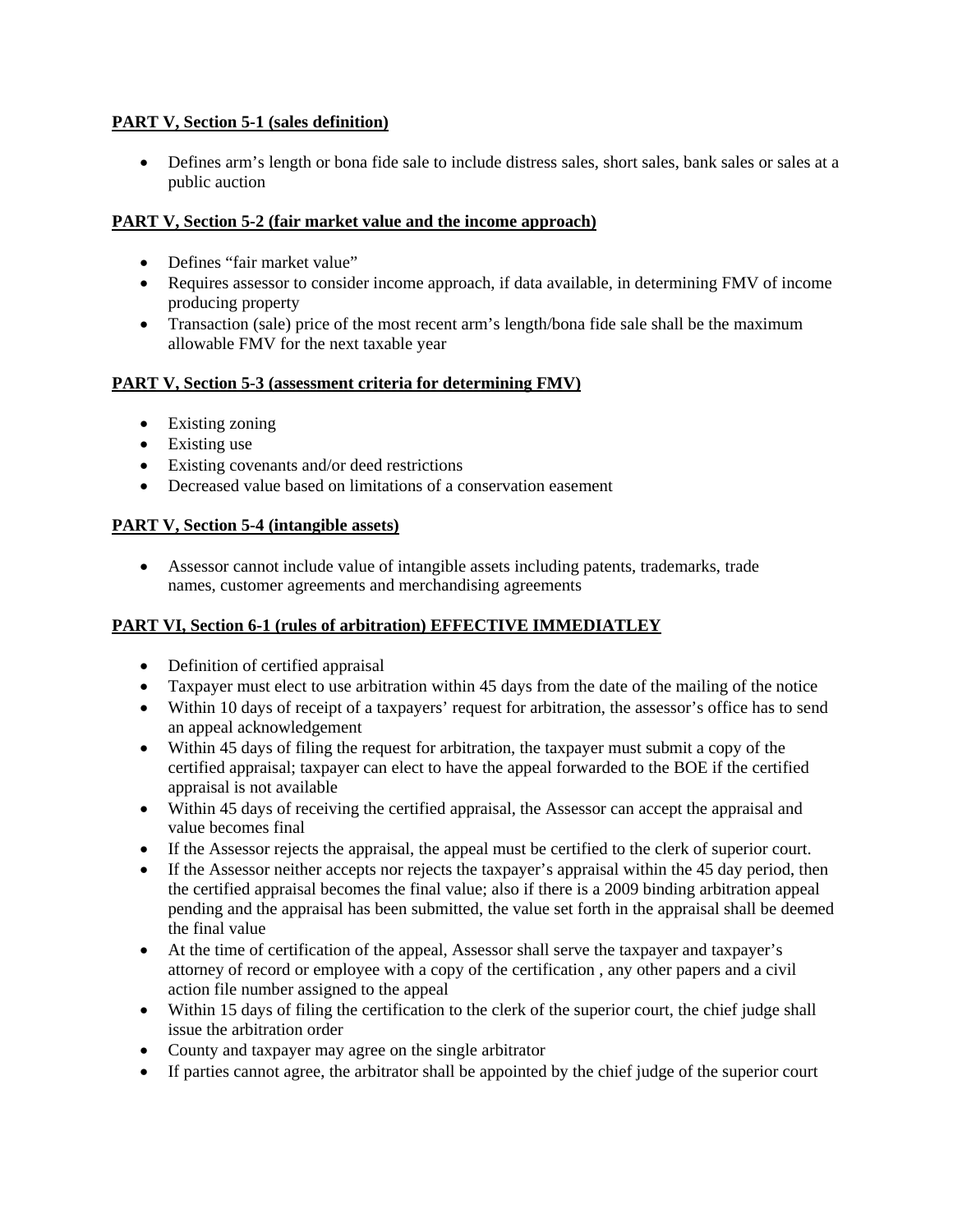**PART V, Section 5-1 (sales definition)**

- Defines arm's length or bona fide sale to include distress sales, short sales, bank sales or sales at a public auction

**PART V, Section 5-2 (fair market value and the income approach)**

- Defines "fair market value"
- Requires assessor to consider income approach, if data available, in determining FMV of income producing property
- Transaction (sale) price of the most recent arm's length/bona fide sale shall be the maximum allowable FMV for the next taxable year

**PART V, Section 5-3 (assessment criteria for determining FMV)**

- Existing zoning
- Existing use
- Existing covenants and/or deed restrictions
- Decreased value based on limitations of a conservation easement

**PART V, Section 5-4 (intangible assets)**

- Assessor cannot include value of intangible assets including patents, trademarks, trade names, customer agreements and merchandising agreements

**PART VI, Section 6-1 (rules of arbitration) EFFECTIVE IMMEDIATLEY**

- Definition of certified appraisal
- Taxpayer must elect to use arbitration within 45 days from the date of the mailing of the notice
- Within 10 days of receipt of a taxpayers' request for arbitration, the assessor's office has to send an appeal acknowledgement
- Within 45 days of filing the request for arbitration, the taxpayer must submit a copy of the certified appraisal; taxpayer can elect to have the appeal forwarded to the BOE if the certified appraisal is not available
- Within 45 days of receiving the certified appraisal, the Assessor can accept the appraisal and value becomes final
- If the Assessor rejects the appraisal, the appeal must be certified to the clerk of superior court.
- If the Assessor neither accepts nor rejects the taxpayer's appraisal within the 45 day period, then the certified appraisal becomes the final value; also if there is a 2009 binding arbitration appeal pending and the appraisal has been submitted, the value set forth in the appraisal shall be deemed the final value
- At the time of certification of the appeal, Assessor shall serve the taxpayer and taxpayer's attorney of record or employee with a copy of the certification , any other papers and a civil action file number assigned to the appeal
- Within 15 days of filing the certification to the clerk of the superior court, the chief judge shall issue the arbitration order
- County and taxpayer may agree on the single arbitrator
- If parties cannot agree, the arbitrator shall be appointed by the chief judge of the superior court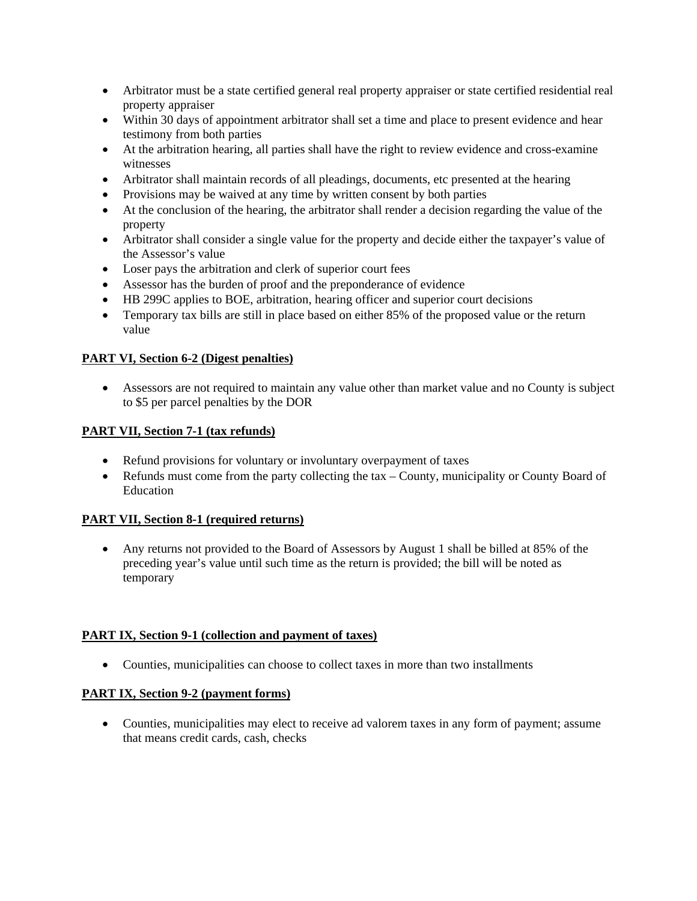- Arbitrator must be a state certified general real property appraiser or state certified residential real property appraiser
- Within 30 days of appointment arbitrator shall set a time and place to present evidence and hear testimony from both parties
- At the arbitration hearing, all parties shall have the right to review evidence and cross-examine witnesses
- Arbitrator shall maintain records of all pleadings, documents, etc presented at the hearing
- Provisions may be waived at any time by written consent by both parties
- At the conclusion of the hearing, the arbitrator shall render a decision regarding the value of the property
- Arbitrator shall consider a single value for the property and decide either the taxpayer's value of the Assessor's value
- Loser pays the arbitration and clerk of superior court fees
- Assessor has the burden of proof and the preponderance of evidence
- HB 299C applies to BOE, arbitration, hearing officer and superior court decisions
- Temporary tax bills are still in place based on either 85% of the proposed value or the return value

**PART VI, Section 6-2 (Digest penalties)**

- Assessors are not required to maintain any value other than market value and no County is subject to $5 per parcel penalties by the DOR

**PART VII, Section 7-1 (tax refunds)**

- Refund provisions for voluntary or involuntary overpayment of taxes
- Refunds must come from the party collecting the tax – County, municipality or County Board of Education

**PART VII, Section 8-1 (required returns)**

- Any returns not provided to the Board of Assessors by August 1 shall be billed at 85% of the preceding year's value until such time as the return is provided; the bill will be noted as temporary

**PART IX, Section 9-1 (collection and payment of taxes)**

- Counties, municipalities can choose to collect taxes in more than two installments

**PART IX, Section 9-2 (payment forms)**

- Counties, municipalities may elect to receive ad valorem taxes in any form of payment; assume that means credit cards, cash, checks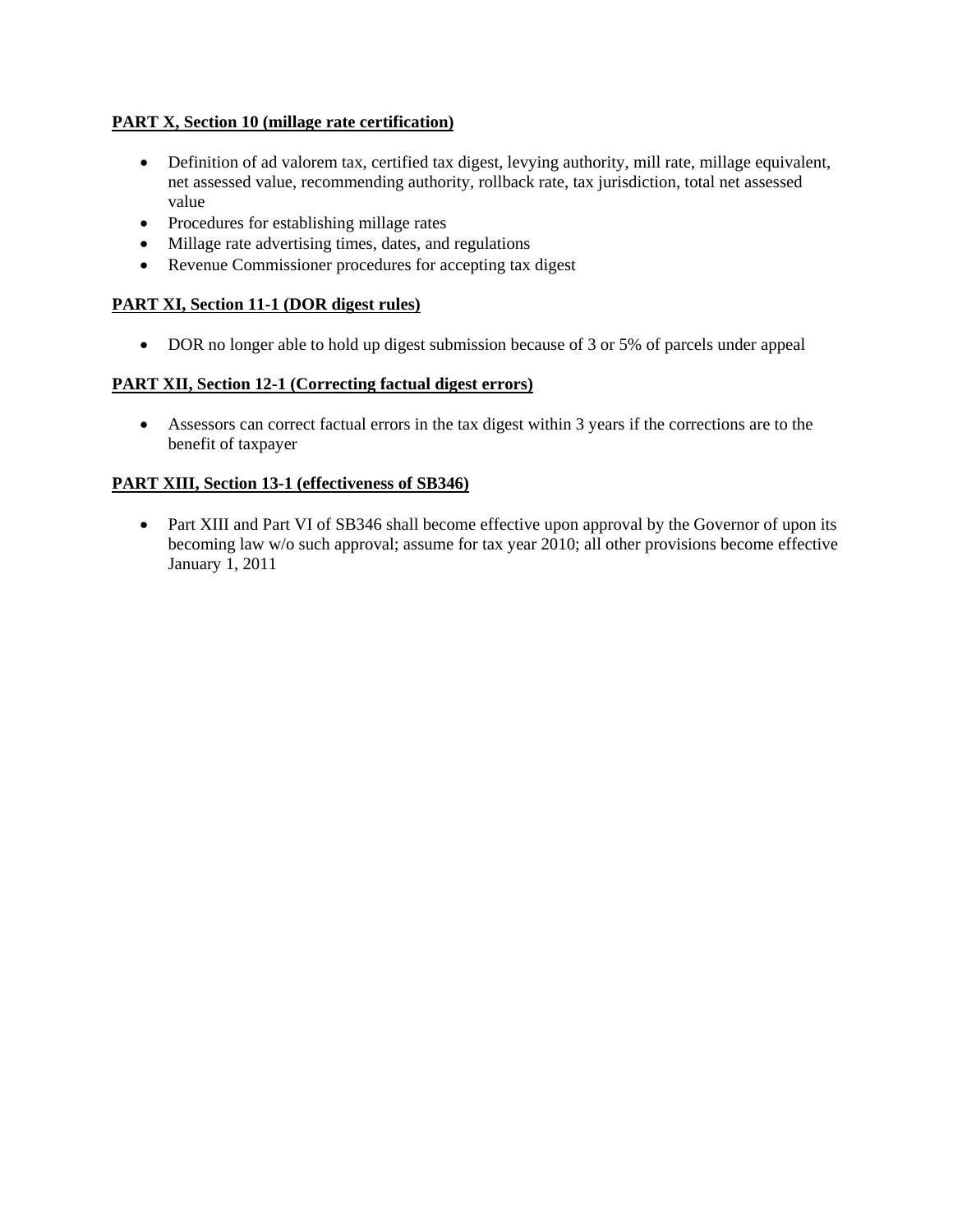**PART X, Section 10 (millage rate certification)**

- Definition of ad valorem tax, certified tax digest, levying authority, mill rate, millage equivalent, net assessed value, recommending authority, rollback rate, tax jurisdiction, total net assessed value
- Procedures for establishing millage rates
- Millage rate advertising times, dates, and regulations
- Revenue Commissioner procedures for accepting tax digest

**PART XI, Section 11-1 (DOR digest rules)**

- DOR no longer able to hold up digest submission because of 3 or 5% of parcels under appeal

**PART XII, Section 12-1 (Correcting factual digest errors)**

- Assessors can correct factual errors in the tax digest within 3 years if the corrections are to the benefit of taxpayer

**PART XIII, Section 13-1 (effectiveness of SB346)**

- Part XIII and Part VI of SB346 shall become effective upon approval by the Governor of upon its becoming law w/o such approval; assume for tax year 2010; all other provisions become effective January 1, 2011